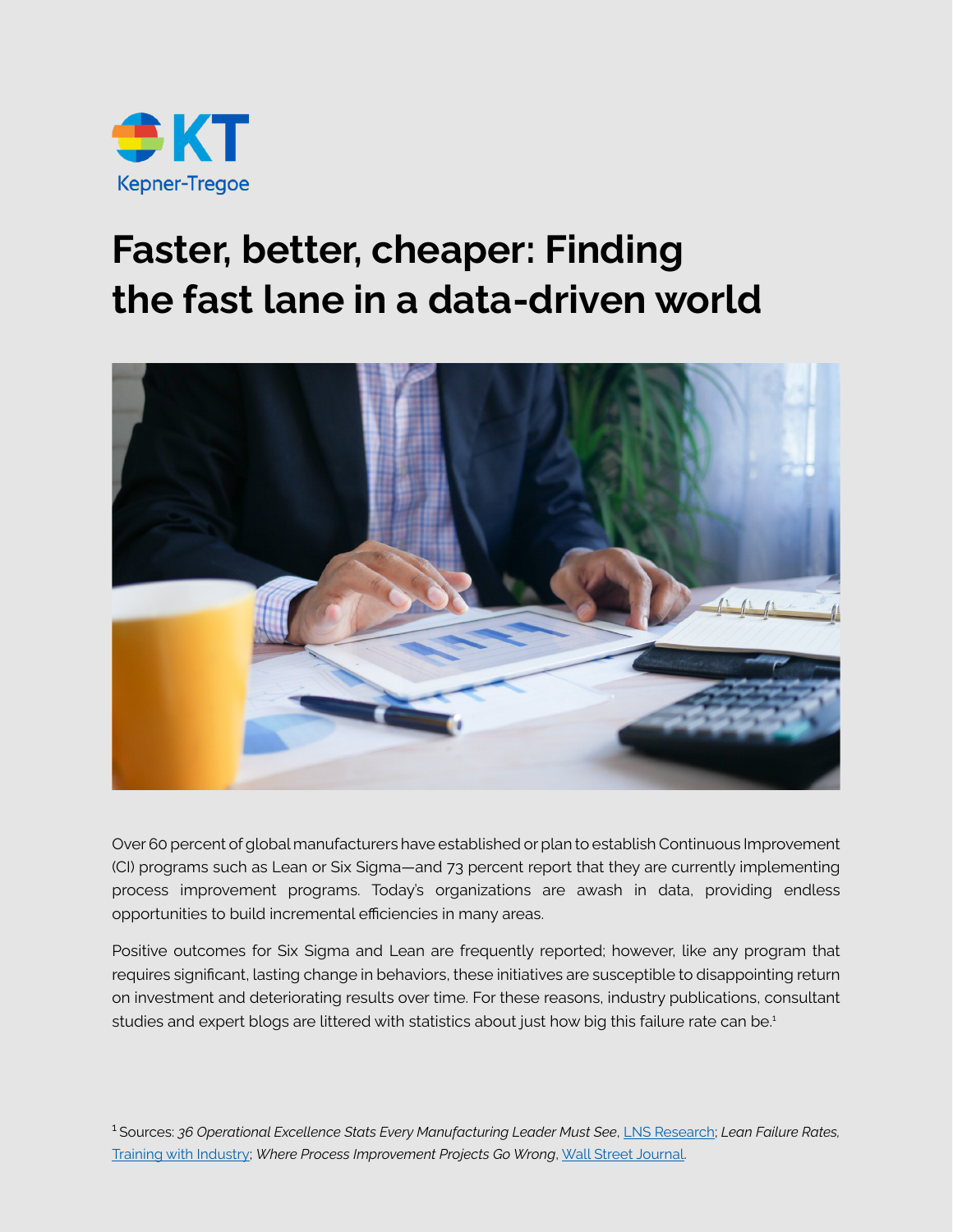Kepner-Tregoe

# Faster, better, cheaper: Finding the fast lane in a data-driven world

Over 60 percent of global manufacturers have established or plan to establish Continuous Improvement (CI) programs such as Lean or Six Sigma—and 73 percent report that they are currently implementing process improvement programs. Today's organizations are awash in data, providing endless opportunities to build incremental efficiencies in many areas.

Positive outcomes for Six Sigma and Lean are frequently reported; however, like any program that requires significant, lasting change in behaviors, these initiatives are susceptible to disappointing return on investment and deteriorating results over time. For these reasons, industry publications, consultant studies and expert blogs are littered with statistics about just how big this failure rate can be.[1]

[1] Sources: *36 Operational Excellence Stats Every Manufacturing Leader Must See*, LNS Research; *Lean Failure Rates*, Training with Industry; *Where Process Improvement Projects Go Wrong*, Wall Street Journal.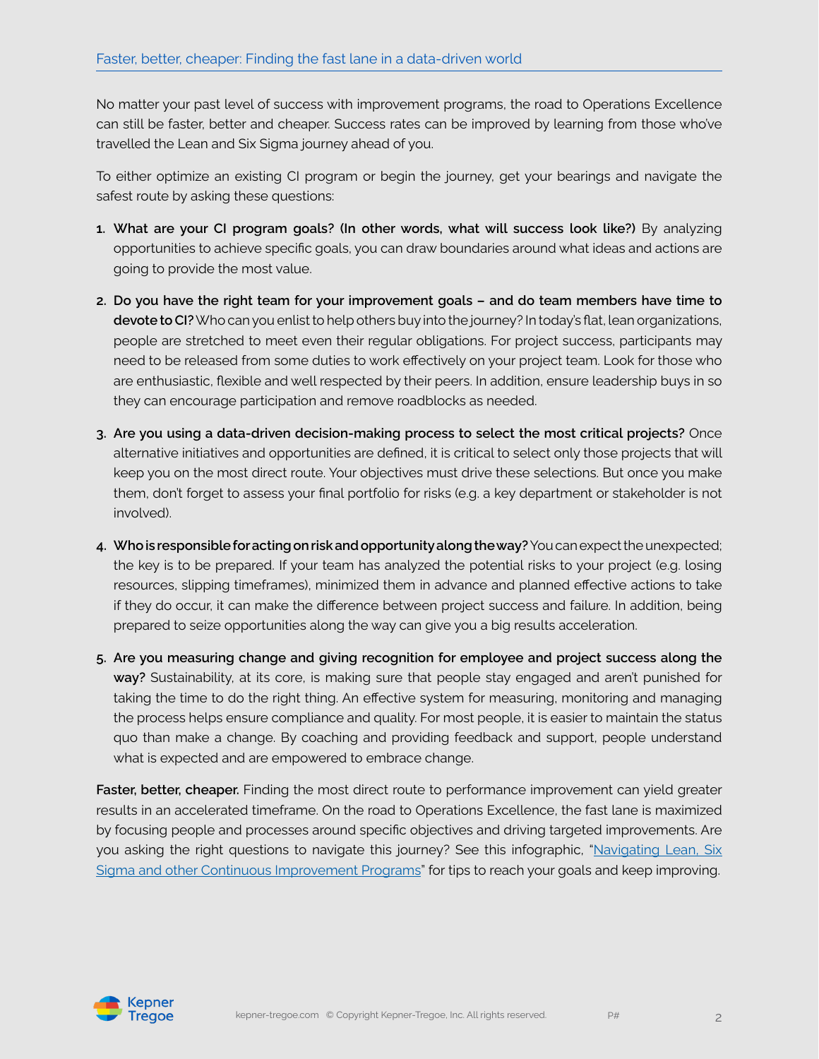No matter your past level of success with improvement programs, the road to Operations Excellence can still be faster, better and cheaper. Success rates can be improved by learning from those who've travelled the Lean and Six Sigma journey ahead of you.

To either optimize an existing CI program or begin the journey, get your bearings and navigate the safest route by asking these questions:

1. **What are your CI program goals? (In other words, what will success look like?)** By analyzing opportunities to achieve specific goals, you can draw boundaries around what ideas and actions are going to provide the most value.

2. **Do you have the right team for your improvement goals – and do team members have time to devote to CI?** Who can you enlist to help others buy into the journey? In today's flat, lean organizations, people are stretched to meet even their regular obligations. For project success, participants may need to be released from some duties to work effectively on your project team. Look for those who are enthusiastic, flexible and well respected by their peers. In addition, ensure leadership buys in so they can encourage participation and remove roadblocks as needed.

3. **Are you using a data-driven decision-making process to select the most critical projects?** Once alternative initiatives and opportunities are defined, it is critical to select only those projects that will keep you on the most direct route. Your objectives must drive these selections. But once you make them, don't forget to assess your final portfolio for risks (e.g. a key department or stakeholder is not involved).

4. **Who is responsible for acting on risk and opportunity along the way?** You can expect the unexpected; the key is to be prepared. If your team has analyzed the potential risks to your project (e.g. losing resources, slipping timeframes), minimized them in advance and planned effective actions to take if they do occur, it can make the difference between project success and failure. In addition, being prepared to seize opportunities along the way can give you a big results acceleration.

5. **Are you measuring change and giving recognition for employee and project success along the way?** Sustainability, at its core, is making sure that people stay engaged and aren't punished for taking the time to do the right thing. An effective system for measuring, monitoring and managing the process helps ensure compliance and quality. For most people, it is easier to maintain the status quo than make a change. By coaching and providing feedback and support, people understand what is expected and are empowered to embrace change.

**Faster, better, cheaper.** Finding the most direct route to performance improvement can yield greater results in an accelerated timeframe. On the road to Operations Excellence, the fast lane is maximized by focusing people and processes around specific objectives and driving targeted improvements. Are you asking the right questions to navigate this journey? See this infographic, "Navigating Lean, Six Sigma and other Continuous Improvement Programs" for tips to reach your goals and keep improving.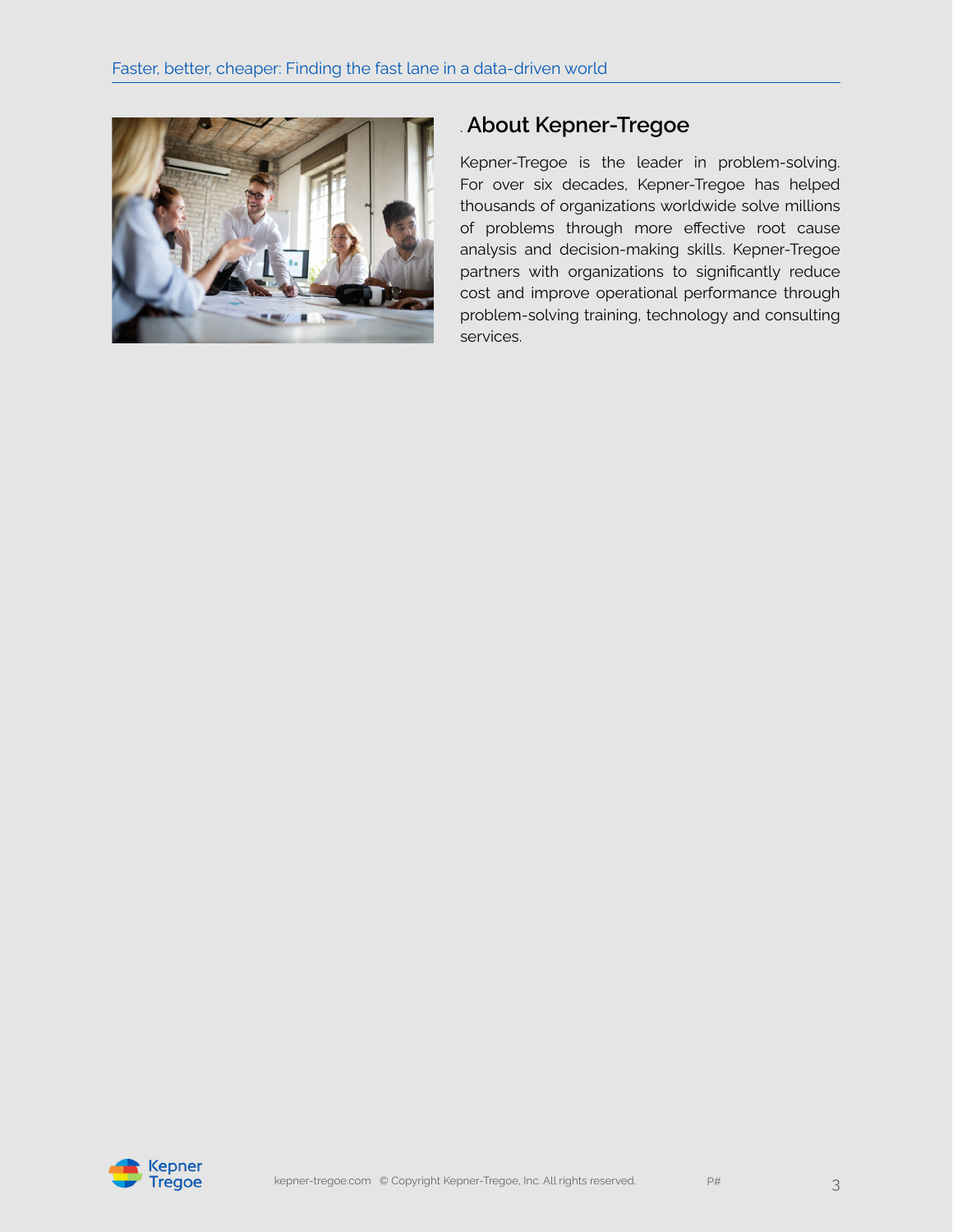## About Kepner-Tregoe

Kepner-Tregoe is the leader in problem-solving. For over six decades, Kepner-Tregoe has helped thousands of organizations worldwide solve millions of problems through more effective root cause analysis and decision-making skills. Kepner-Tregoe partners with organizations to significantly reduce cost and improve operational performance through problem-solving training, technology and consulting services.